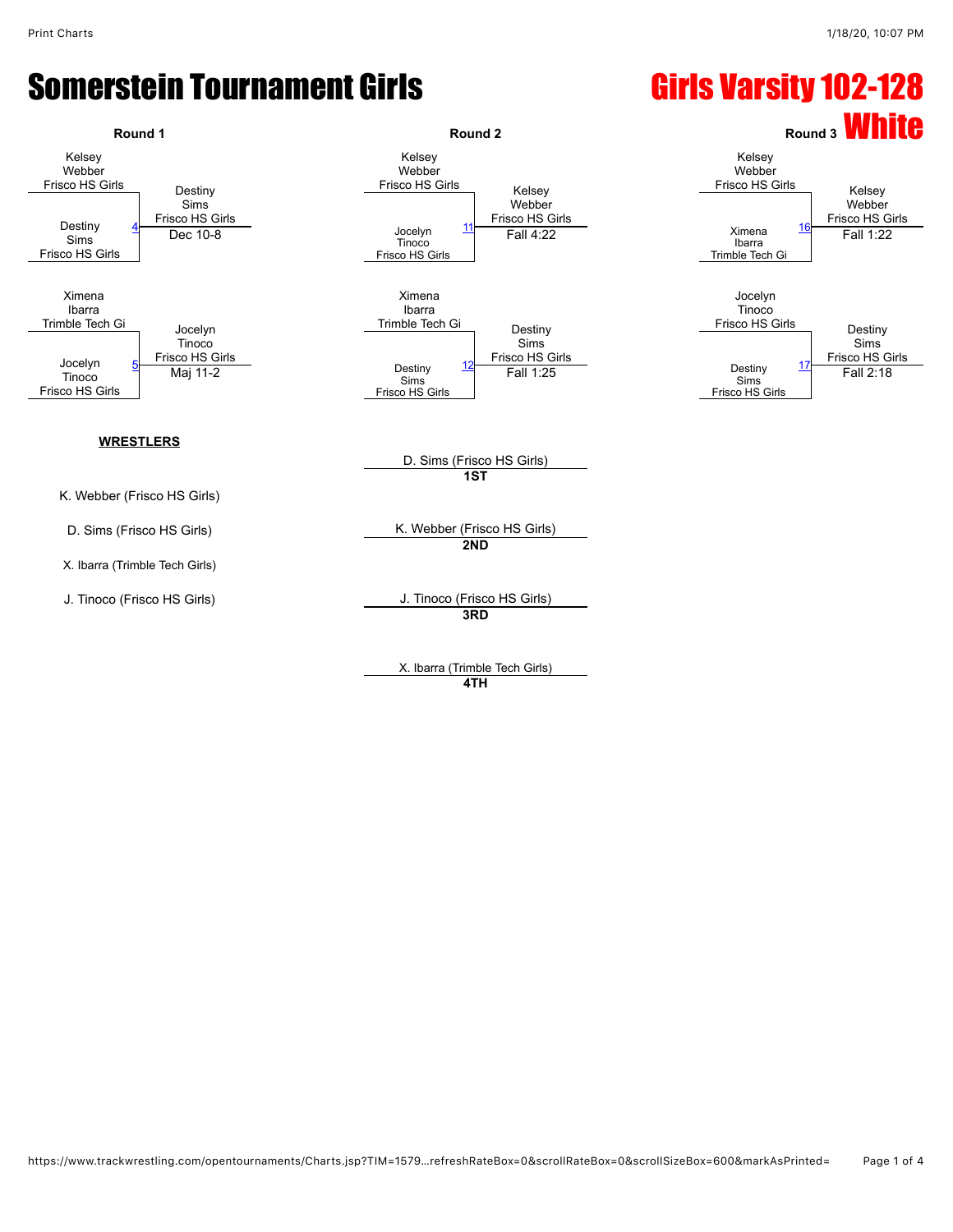# Somerstein Tournament Girls

## Girls Varsity 102-128 White

### Round 1

| Wrestler 1 | Wrestler 2 | Bout | Winner | Result |
|---|---|---|---|---|
| Kelsey Webber, Frisco HS Girls | Destiny Sims, Frisco HS Girls | 4 | Destiny Sims, Frisco HS Girls | Dec 10-8 |
| Ximena Ibarra, Trimble Tech Gi | Jocelyn Tinoco, Frisco HS Girls | 5 | Jocelyn Tinoco, Frisco HS Girls | Maj 11-2 |

### Round 2

| Wrestler 1 | Wrestler 2 | Bout | Winner | Result |
|---|---|---|---|---|
| Kelsey Webber, Frisco HS Girls | Jocelyn Tinoco, Frisco HS Girls | 11 | Kelsey Webber, Frisco HS Girls | Fall 4:22 |
| Ximena Ibarra, Trimble Tech Gi | Destiny Sims, Frisco HS Girls | 12 | Destiny Sims, Frisco HS Girls | Fall 1:25 |

### Round 3

| Wrestler 1 | Wrestler 2 | Bout | Winner | Result |
|---|---|---|---|---|
| Kelsey Webber, Frisco HS Girls | Ximena Ibarra, Trimble Tech Gi | 16 | Kelsey Webber, Frisco HS Girls | Fall 1:22 |
| Jocelyn Tinoco, Frisco HS Girls | Destiny Sims, Frisco HS Girls | 17 | Destiny Sims, Frisco HS Girls | Fall 2:18 |

**WRESTLERS**

- K. Webber (Frisco HS Girls)
- D. Sims (Frisco HS Girls)
- X. Ibarra (Trimble Tech Girls)
- J. Tinoco (Frisco HS Girls)

**Placings**

| Place | Wrestler |
|---|---|
| 1ST | D. Sims (Frisco HS Girls) |
| 2ND | K. Webber (Frisco HS Girls) |
| 3RD | J. Tinoco (Frisco HS Girls) |
| 4TH | X. Ibarra (Trimble Tech Girls) |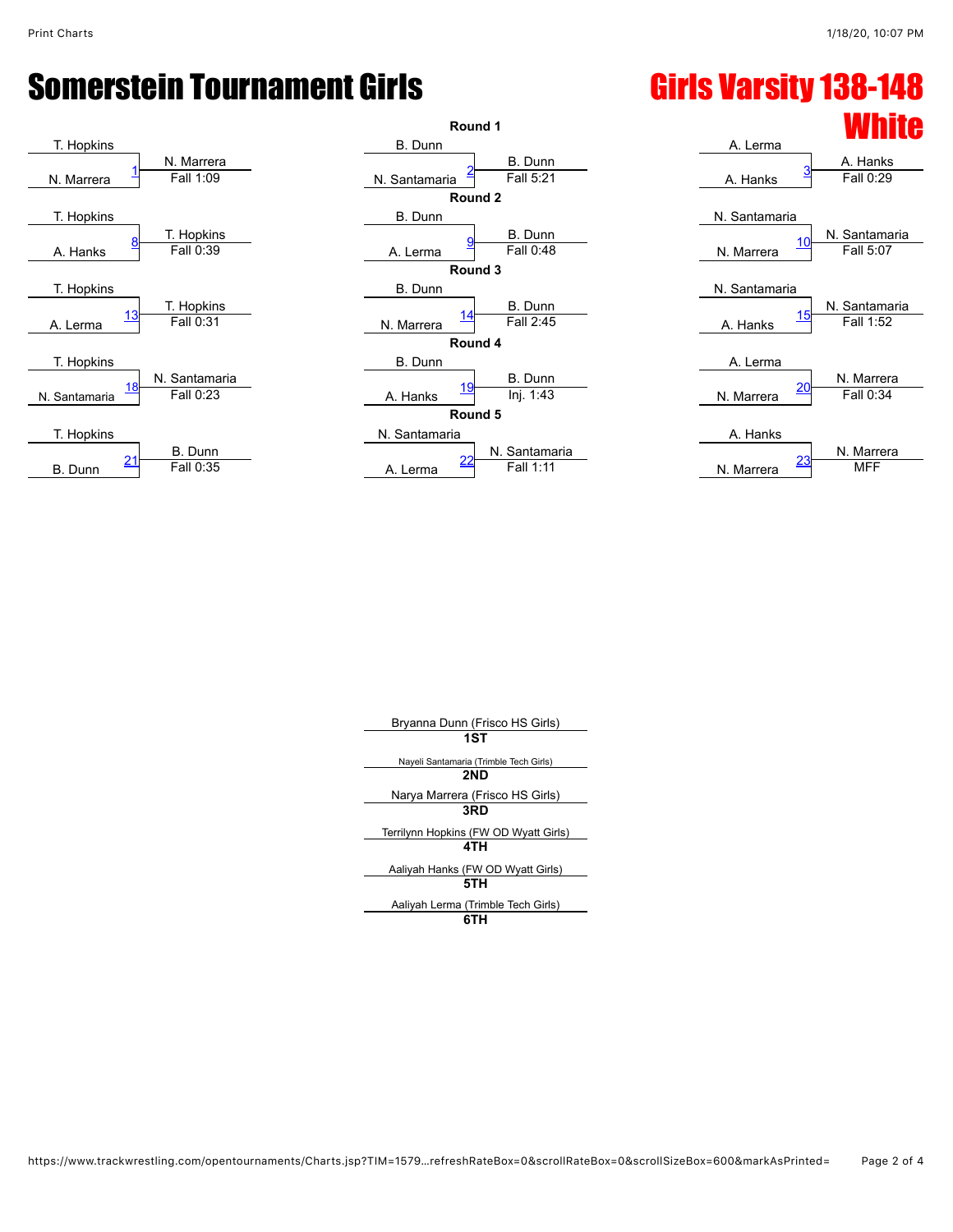# Somerstein Tournament Girls

## Girls Varsity 138-148 White

### Round 1

| Bout | Wrestler 1 | Wrestler 2 | Winner | Result |
|---|---|---|---|---|
| 1 | T. Hopkins | N. Marrera | N. Marrera | Fall 1:09 |
| 2 | B. Dunn | N. Santamaria | B. Dunn | Fall 5:21 |
| 3 | A. Lerma | A. Hanks | A. Hanks | Fall 0:29 |

### Round 2

| Bout | Wrestler 1 | Wrestler 2 | Winner | Result |
|---|---|---|---|---|
| 8 | T. Hopkins | A. Hanks | T. Hopkins | Fall 0:39 |
| 9 | B. Dunn | A. Lerma | B. Dunn | Fall 0:48 |
| 10 | N. Santamaria | N. Marrera | N. Santamaria | Fall 5:07 |

### Round 3

| Bout | Wrestler 1 | Wrestler 2 | Winner | Result |
|---|---|---|---|---|
| 13 | T. Hopkins | A. Lerma | T. Hopkins | Fall 0:31 |
| 14 | B. Dunn | N. Marrera | B. Dunn | Fall 2:45 |
| 15 | N. Santamaria | A. Hanks | N. Santamaria | Fall 1:52 |

### Round 4

| Bout | Wrestler 1 | Wrestler 2 | Winner | Result |
|---|---|---|---|---|
| 18 | T. Hopkins | N. Santamaria | N. Santamaria | Fall 0:23 |
| 19 | B. Dunn | A. Hanks | B. Dunn | Inj. 1:43 |
| 20 | A. Lerma | N. Marrera | N. Marrera | Fall 0:34 |

### Round 5

| Bout | Wrestler 1 | Wrestler 2 | Winner | Result |
|---|---|---|---|---|
| 21 | T. Hopkins | B. Dunn | B. Dunn | Fall 0:35 |
| 22 | N. Santamaria | A. Lerma | N. Santamaria | Fall 1:11 |
| 23 | A. Hanks | N. Marrera | N. Marrera | MFF |

### Placement

| Place | Wrestler |
|---|---|
| 1ST | Bryanna Dunn (Frisco HS Girls) |
| 2ND | Nayeli Santamaria (Trimble Tech Girls) |
| 3RD | Narya Marrera (Frisco HS Girls) |
| 4TH | Terrilynn Hopkins (FW OD Wyatt Girls) |
| 5TH | Aaliyah Hanks (FW OD Wyatt Girls) |
| 6TH | Aaliyah Lerma (Trimble Tech Girls) |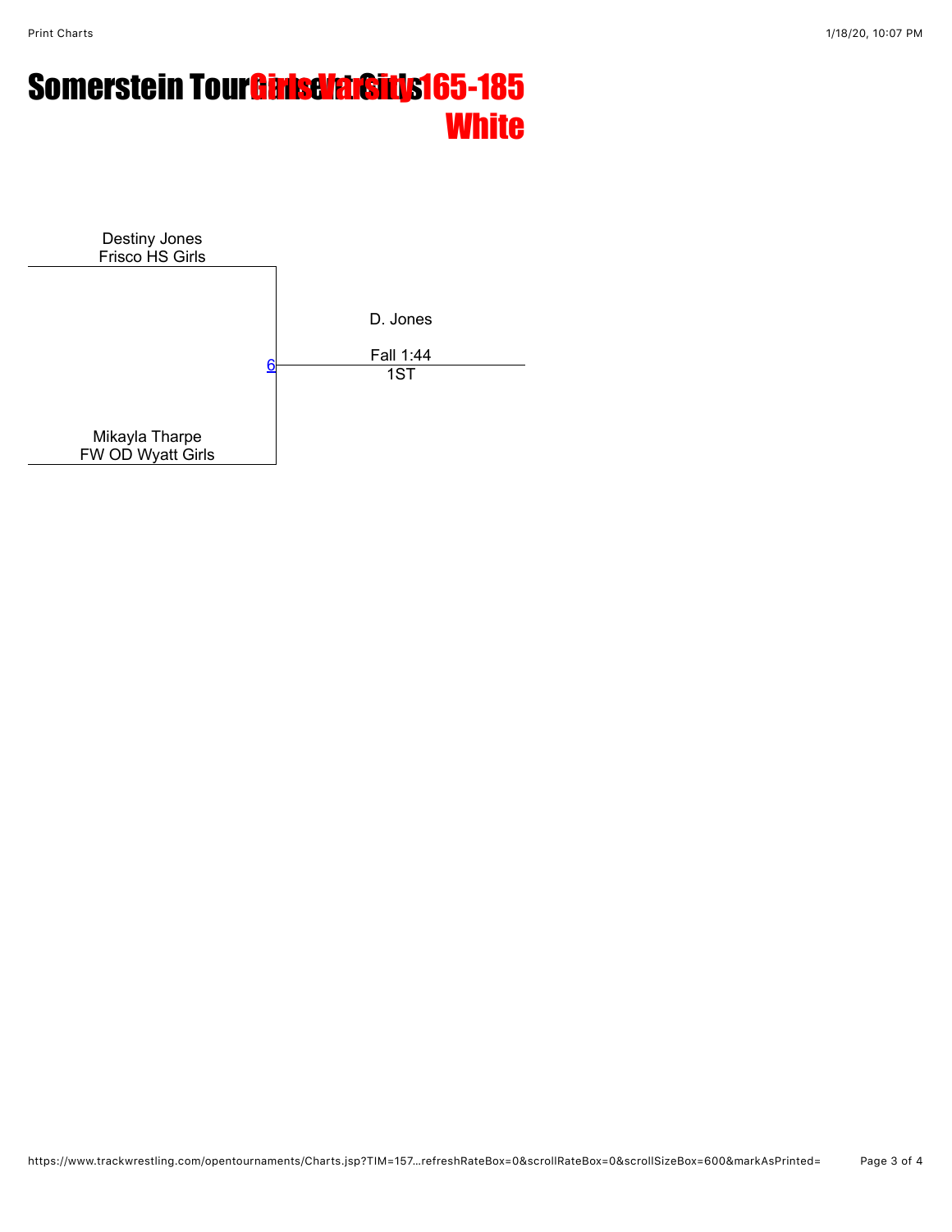# Somerstein Tournament Girls Girls Varsity 165-185 White

Destiny Jones
Frisco HS Girls

6

D. Jones

Fall 1:44
1ST

Mikayla Tharpe
FW OD Wyatt Girls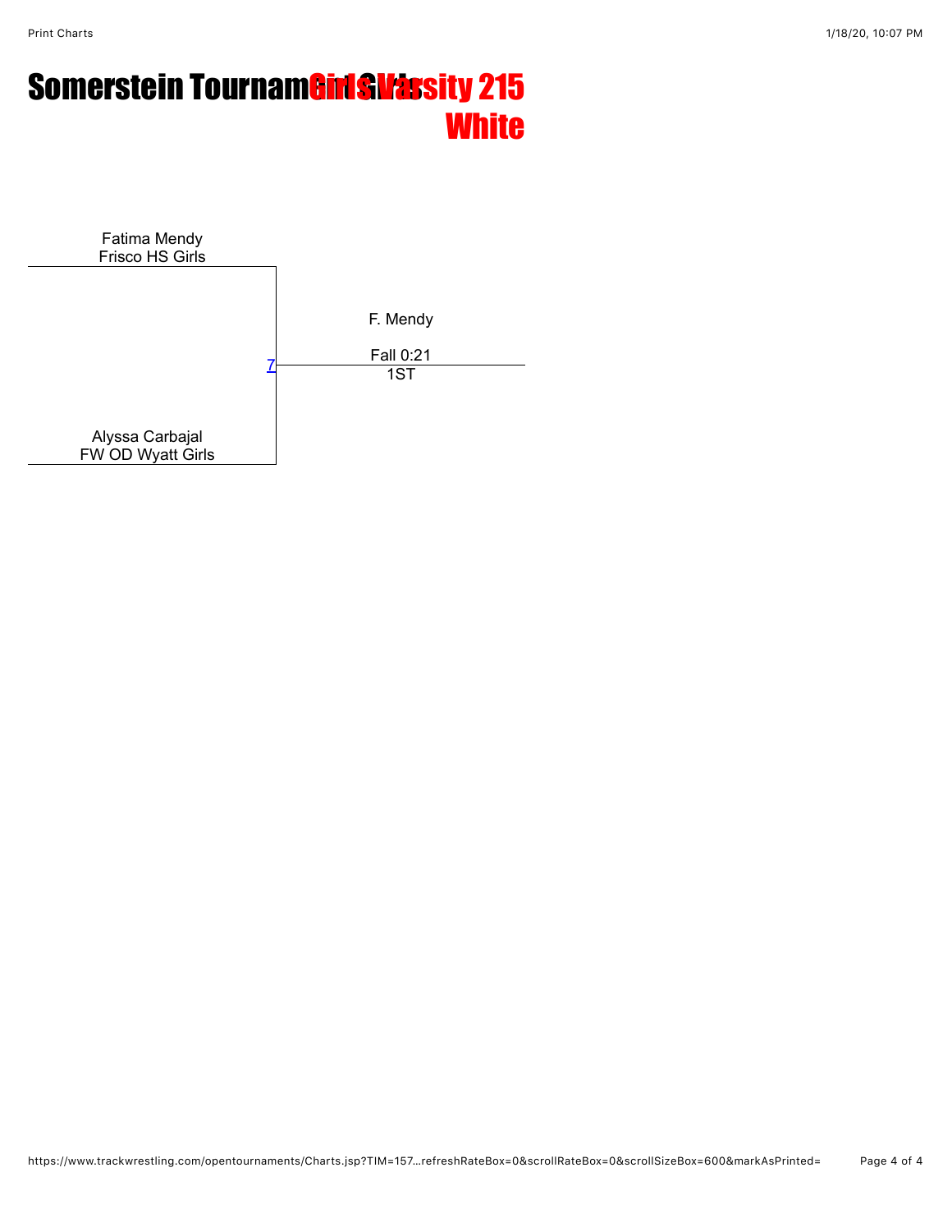# Somerstein Tournament Girls Varsity 215 White

Fatima Mendy
Frisco HS Girls

7

F. Mendy

Fall 0:21
1ST

Alyssa Carbajal
FW OD Wyatt Girls